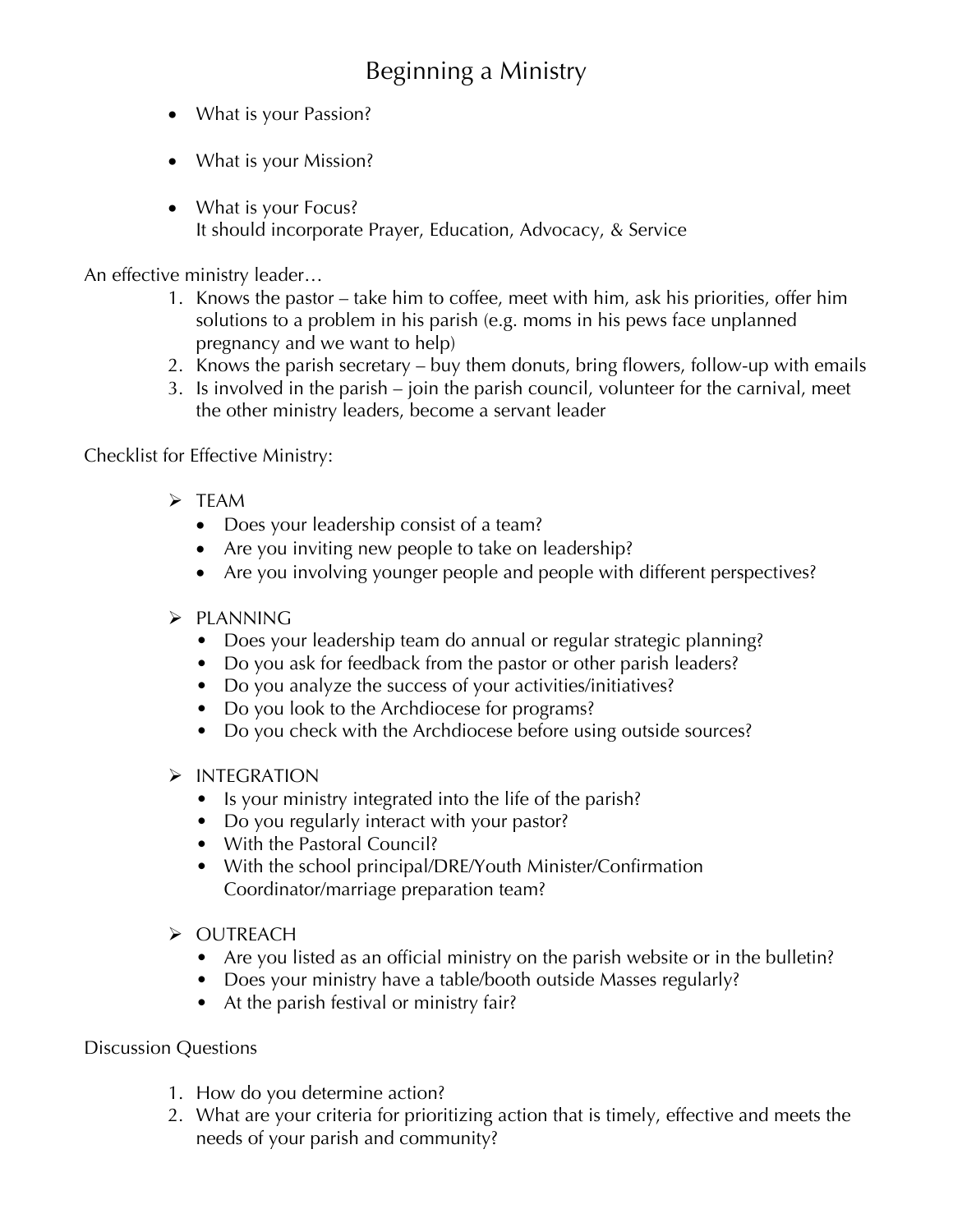# Beginning a Ministry

- What is your Passion?
- What is your Mission?
- What is your Focus?
  It should incorporate Prayer, Education, Advocacy, & Service

An effective ministry leader…

1. Knows the pastor – take him to coffee, meet with him, ask his priorities, offer him solutions to a problem in his parish (e.g. moms in his pews face unplanned pregnancy and we want to help)
2. Knows the parish secretary – buy them donuts, bring flowers, follow-up with emails
3. Is involved in the parish – join the parish council, volunteer for the carnival, meet the other ministry leaders, become a servant leader

Checklist for Effective Ministry:

- TEAM
  - Does your leadership consist of a team?
  - Are you inviting new people to take on leadership?
  - Are you involving younger people and people with different perspectives?
- PLANNING
  - Does your leadership team do annual or regular strategic planning?
  - Do you ask for feedback from the pastor or other parish leaders?
  - Do you analyze the success of your activities/initiatives?
  - Do you look to the Archdiocese for programs?
  - Do you check with the Archdiocese before using outside sources?
- INTEGRATION
  - Is your ministry integrated into the life of the parish?
  - Do you regularly interact with your pastor?
  - With the Pastoral Council?
  - With the school principal/DRE/Youth Minister/Confirmation Coordinator/marriage preparation team?
- OUTREACH
  - Are you listed as an official ministry on the parish website or in the bulletin?
  - Does your ministry have a table/booth outside Masses regularly?
  - At the parish festival or ministry fair?

Discussion Questions

1. How do you determine action?
2. What are your criteria for prioritizing action that is timely, effective and meets the needs of your parish and community?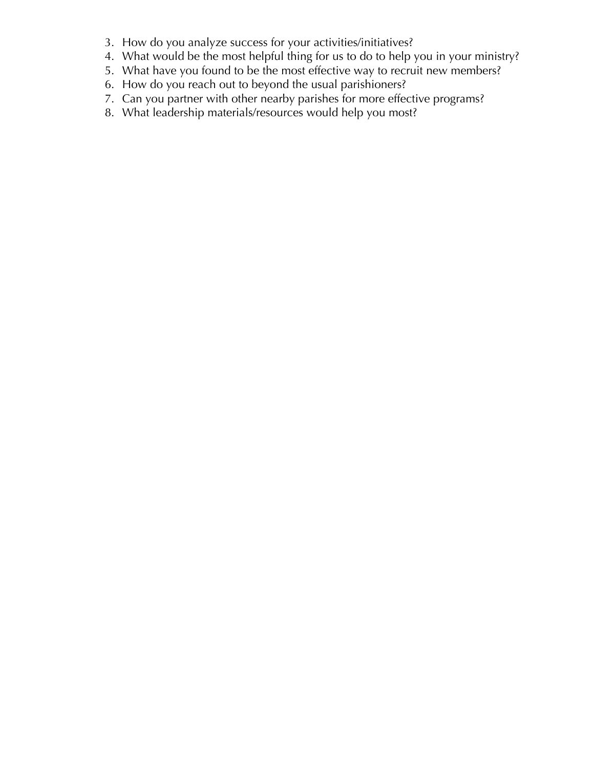3. How do you analyze success for your activities/initiatives?
4. What would be the most helpful thing for us to do to help you in your ministry?
5. What have you found to be the most effective way to recruit new members?
6. How do you reach out to beyond the usual parishioners?
7. Can you partner with other nearby parishes for more effective programs?
8. What leadership materials/resources would help you most?